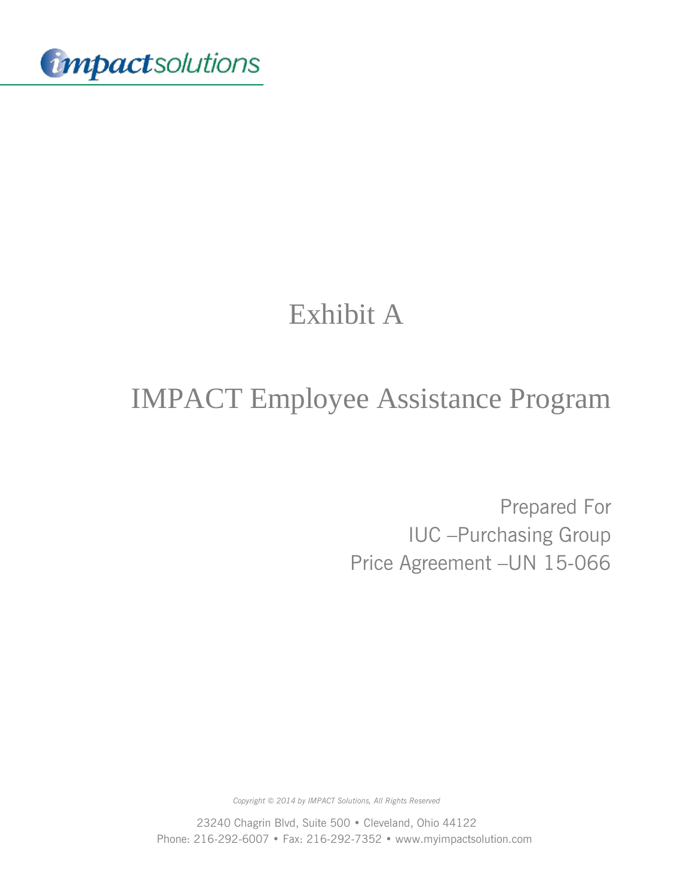impactsolutions

# Exhibit A

# IMPACT Employee Assistance Program

Prepared For
IUC –Purchasing Group
Price Agreement –UN 15-066

*Copyright © 2014 by IMPACT Solutions, All Rights Reserved*

23240 Chagrin Blvd, Suite 500 • Cleveland, Ohio 44122
Phone: 216-292-6007 • Fax: 216-292-7352 • www.myimpactsolution.com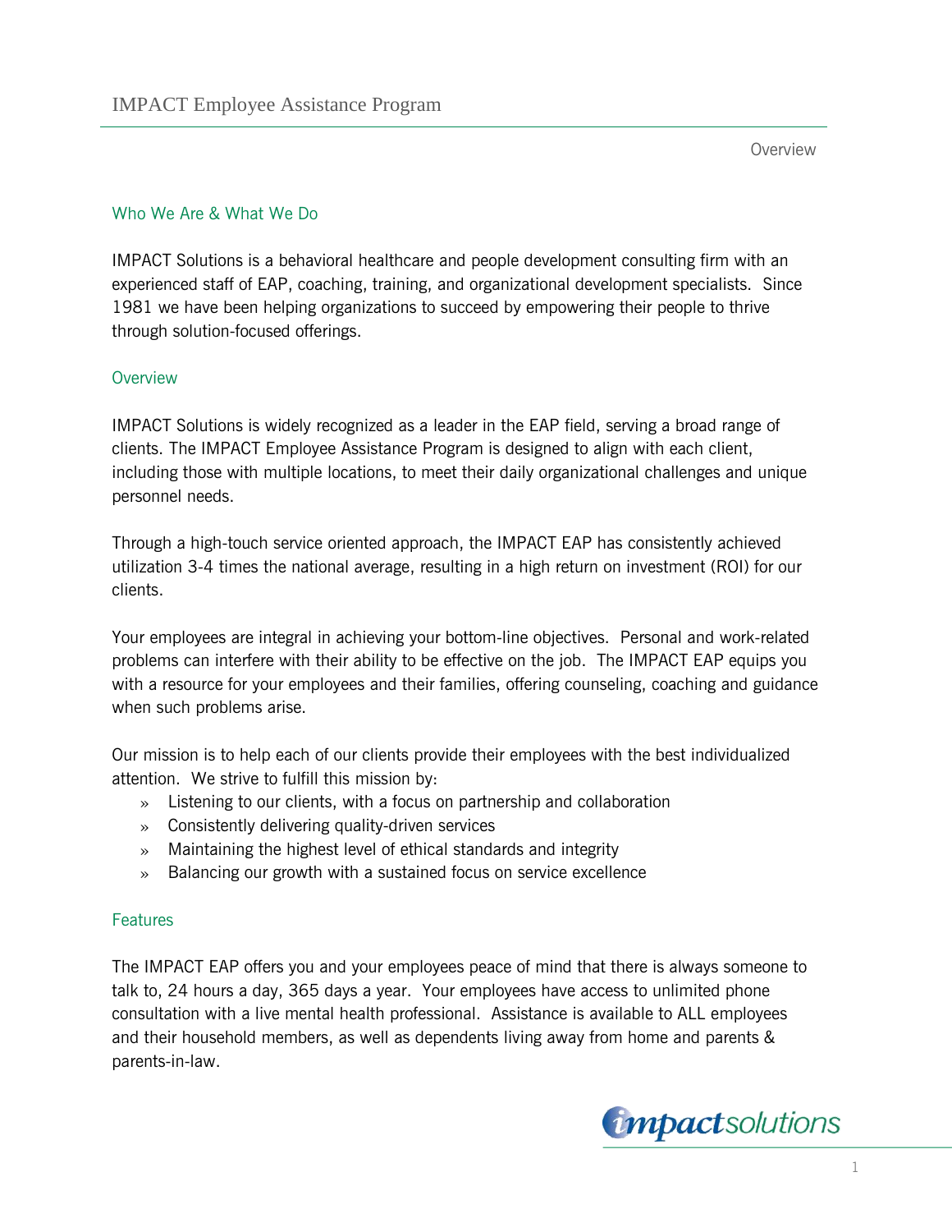## Who We Are & What We Do

IMPACT Solutions is a behavioral healthcare and people development consulting firm with an experienced staff of EAP, coaching, training, and organizational development specialists. Since 1981 we have been helping organizations to succeed by empowering their people to thrive through solution-focused offerings.

## Overview

IMPACT Solutions is widely recognized as a leader in the EAP field, serving a broad range of clients. The IMPACT Employee Assistance Program is designed to align with each client, including those with multiple locations, to meet their daily organizational challenges and unique personnel needs.

Through a high-touch service oriented approach, the IMPACT EAP has consistently achieved utilization 3-4 times the national average, resulting in a high return on investment (ROI) for our clients.

Your employees are integral in achieving your bottom-line objectives. Personal and work-related problems can interfere with their ability to be effective on the job. The IMPACT EAP equips you with a resource for your employees and their families, offering counseling, coaching and guidance when such problems arise.

Our mission is to help each of our clients provide their employees with the best individualized attention. We strive to fulfill this mission by:

- Listening to our clients, with a focus on partnership and collaboration
- Consistently delivering quality-driven services
- Maintaining the highest level of ethical standards and integrity
- Balancing our growth with a sustained focus on service excellence

## Features

The IMPACT EAP offers you and your employees peace of mind that there is always someone to talk to, 24 hours a day, 365 days a year. Your employees have access to unlimited phone consultation with a live mental health professional. Assistance is available to ALL employees and their household members, as well as dependents living away from home and parents & parents-in-law.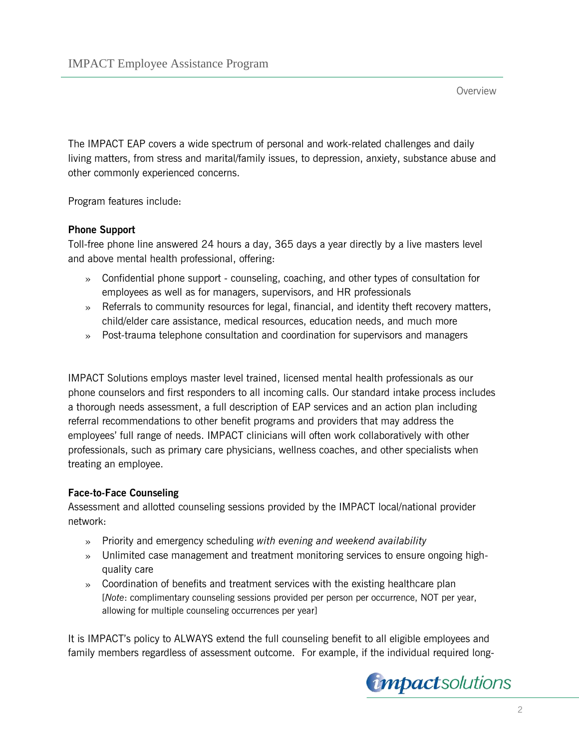The IMPACT EAP covers a wide spectrum of personal and work-related challenges and daily living matters, from stress and marital/family issues, to depression, anxiety, substance abuse and other commonly experienced concerns.

Program features include:

**Phone Support**

Toll-free phone line answered 24 hours a day, 365 days a year directly by a live masters level and above mental health professional, offering:

- Confidential phone support - counseling, coaching, and other types of consultation for employees as well as for managers, supervisors, and HR professionals
- Referrals to community resources for legal, financial, and identity theft recovery matters, child/elder care assistance, medical resources, education needs, and much more
- Post-trauma telephone consultation and coordination for supervisors and managers

IMPACT Solutions employs master level trained, licensed mental health professionals as our phone counselors and first responders to all incoming calls. Our standard intake process includes a thorough needs assessment, a full description of EAP services and an action plan including referral recommendations to other benefit programs and providers that may address the employees' full range of needs. IMPACT clinicians will often work collaboratively with other professionals, such as primary care physicians, wellness coaches, and other specialists when treating an employee.

**Face-to-Face Counseling**

Assessment and allotted counseling sessions provided by the IMPACT local/national provider network:

- Priority and emergency scheduling *with evening and weekend availability*
- Unlimited case management and treatment monitoring services to ensure ongoing high-quality care
- Coordination of benefits and treatment services with the existing healthcare plan
  [*Note*: complimentary counseling sessions provided per person per occurrence, NOT per year, allowing for multiple counseling occurrences per year]

It is IMPACT's policy to ALWAYS extend the full counseling benefit to all eligible employees and family members regardless of assessment outcome. For example, if the individual required long-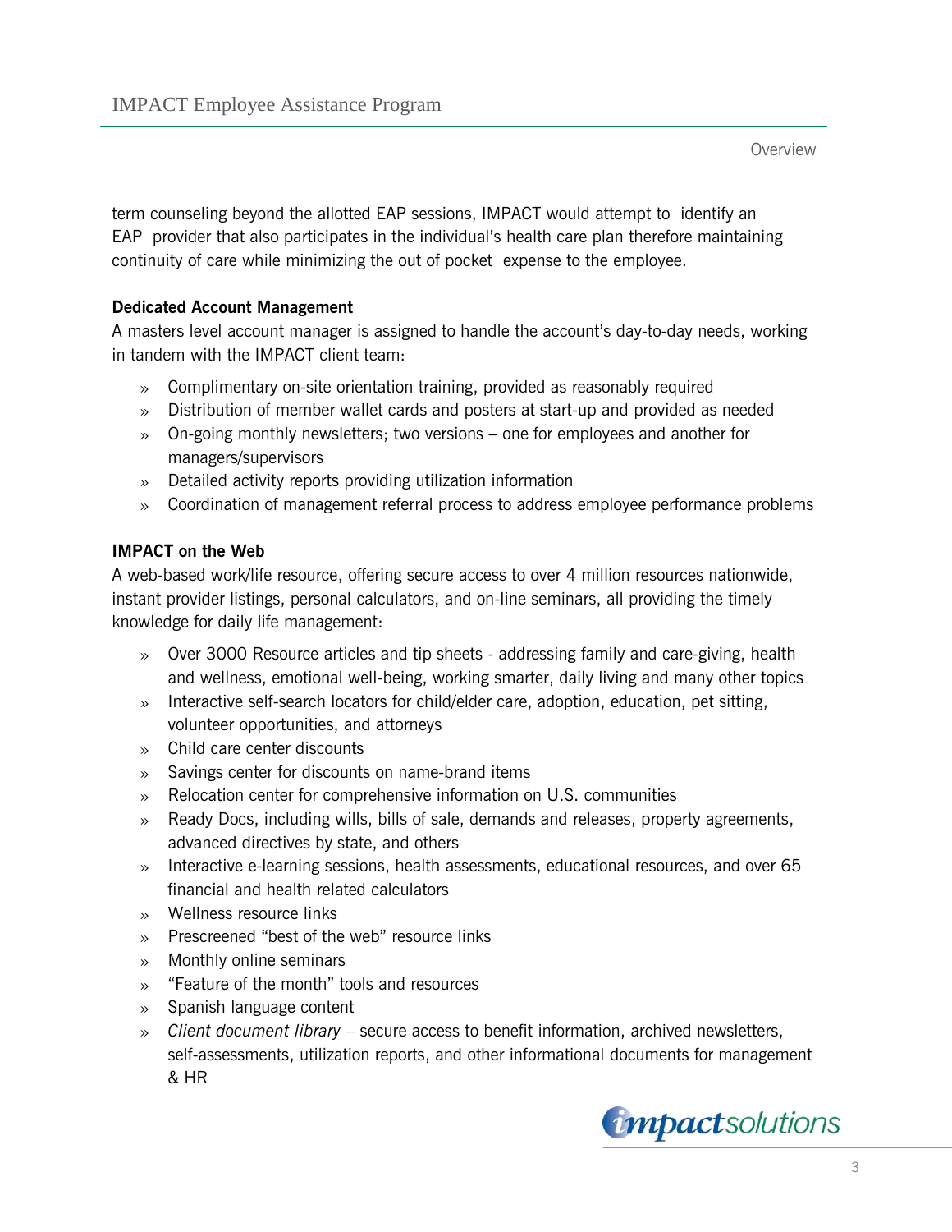term counseling beyond the allotted EAP sessions, IMPACT would attempt to identify an EAP provider that also participates in the individual's health care plan therefore maintaining continuity of care while minimizing the out of pocket expense to the employee.

**Dedicated Account Management**

A masters level account manager is assigned to handle the account's day-to-day needs, working in tandem with the IMPACT client team:

- Complimentary on-site orientation training, provided as reasonably required
- Distribution of member wallet cards and posters at start-up and provided as needed
- On-going monthly newsletters; two versions – one for employees and another for managers/supervisors
- Detailed activity reports providing utilization information
- Coordination of management referral process to address employee performance problems

**IMPACT on the Web**

A web-based work/life resource, offering secure access to over 4 million resources nationwide, instant provider listings, personal calculators, and on-line seminars, all providing the timely knowledge for daily life management:

- Over 3000 Resource articles and tip sheets - addressing family and care-giving, health and wellness, emotional well-being, working smarter, daily living and many other topics
- Interactive self-search locators for child/elder care, adoption, education, pet sitting, volunteer opportunities, and attorneys
- Child care center discounts
- Savings center for discounts on name-brand items
- Relocation center for comprehensive information on U.S. communities
- Ready Docs, including wills, bills of sale, demands and releases, property agreements, advanced directives by state, and others
- Interactive e-learning sessions, health assessments, educational resources, and over 65 financial and health related calculators
- Wellness resource links
- Prescreened "best of the web" resource links
- Monthly online seminars
- "Feature of the month" tools and resources
- Spanish language content
- *Client document library* – secure access to benefit information, archived newsletters, self-assessments, utilization reports, and other informational documents for management & HR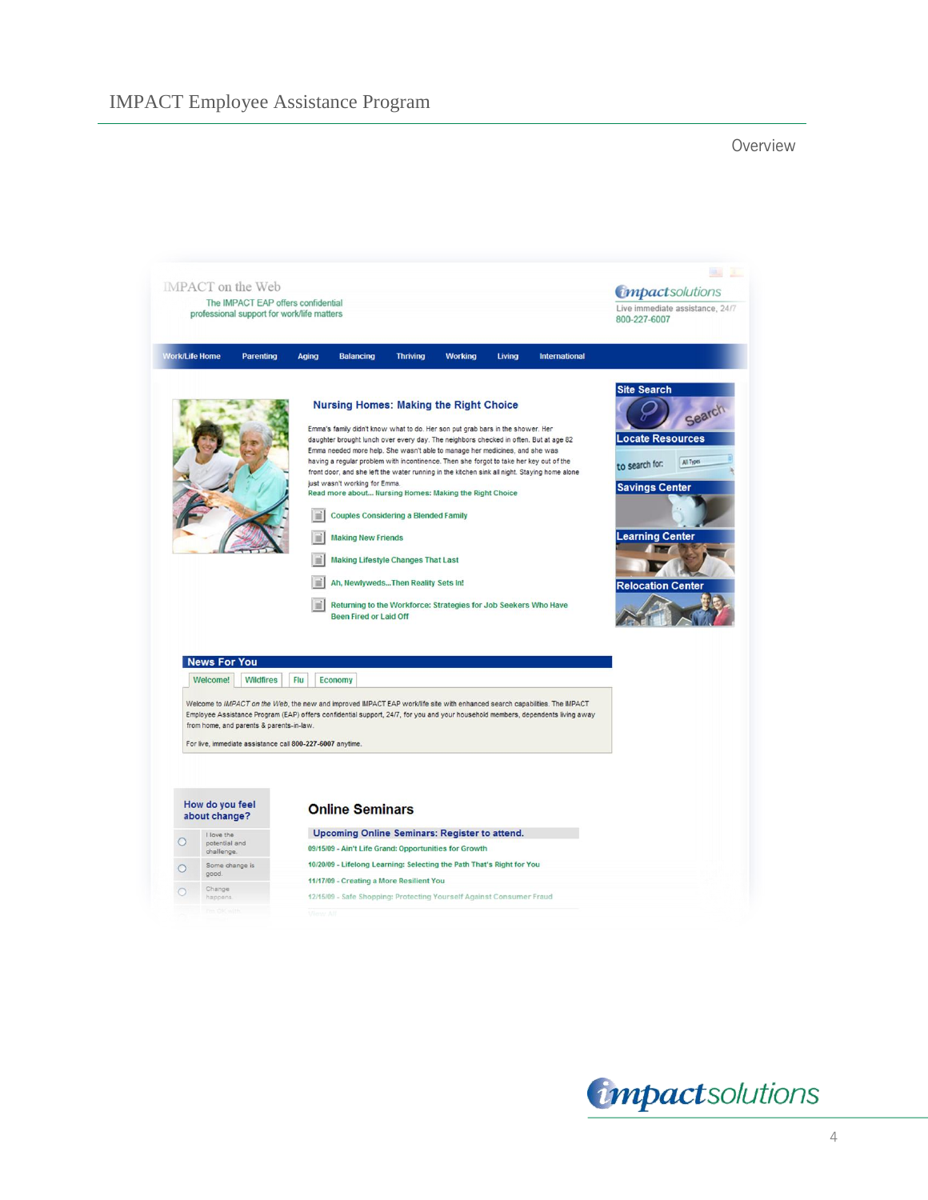Overview

IMPACT on the Web

The IMPACT EAP offers confidential professional support for work/life matters

impactsolutions

Live immediate assistance, 24/7
800-227-6007

Work/Life Home | Parenting | Aging | Balancing | Thriving | Working | Living | International

### Nursing Homes: Making the Right Choice

Emma's family didn't know what to do. Her son put grab bars in the shower. Her daughter brought lunch over every day. The neighbors checked in often. But at age 82 Emma needed more help. She wasn't able to manage her medicines, and she was having a regular problem with incontinence. Then she forgot to take her key out of the front door, and she left the water running in the kitchen sink all night. Staying home alone just wasn't working for Emma.

Read more about... Nursing Homes: Making the Right Choice

- Couples Considering a Blended Family
- Making New Friends
- Making Lifestyle Changes That Last
- Ah, Newlyweds...Then Reality Sets In!
- Returning to the Workforce: Strategies for Job Seekers Who Have Been Fired or Laid Off

Site Search

Locate Resources

to search for: All Types

Savings Center

Learning Center

Relocation Center

### News For You

Welcome! | Wildfires | Flu | Economy

Welcome to *IMPACT on the Web*, the new and improved IMPACT EAP work/life site with enhanced search capabilities. The IMPACT Employee Assistance Program (EAP) offers confidential support, 24/7, for you and your household members, dependents living away from home, and parents & parents-in-law.

For live, immediate assistance call 800-227-6007 anytime.

How do you feel about change?

- I love the potential and challenge.
- Some change is good.
- Change happens.

### Online Seminars

Upcoming Online Seminars: Register to attend.

09/15/09 - Ain't Life Grand: Opportunities for Growth

10/20/09 - Lifelong Learning: Selecting the Path That's Right for You

11/17/09 - Creating a More Resilient You

12/15/09 - Safe Shopping: Protecting Yourself Against Consumer Fraud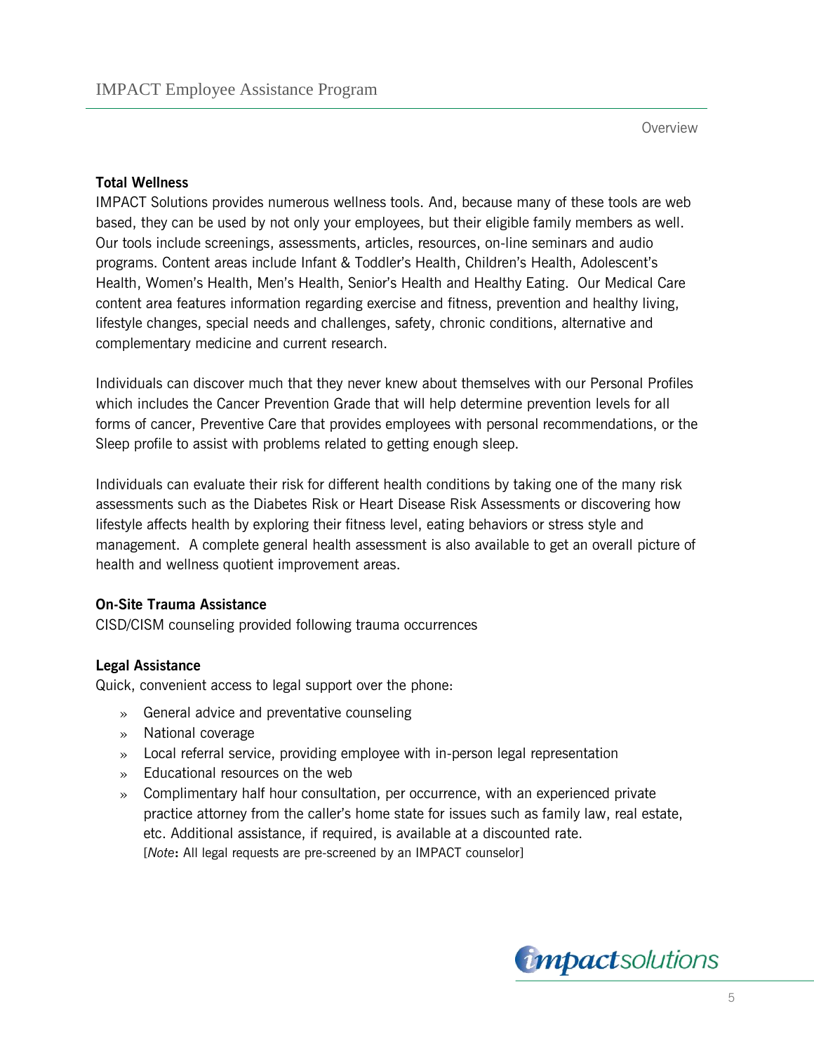### Total Wellness

IMPACT Solutions provides numerous wellness tools. And, because many of these tools are web based, they can be used by not only your employees, but their eligible family members as well. Our tools include screenings, assessments, articles, resources, on-line seminars and audio programs. Content areas include Infant & Toddler's Health, Children's Health, Adolescent's Health, Women's Health, Men's Health, Senior's Health and Healthy Eating. Our Medical Care content area features information regarding exercise and fitness, prevention and healthy living, lifestyle changes, special needs and challenges, safety, chronic conditions, alternative and complementary medicine and current research.

Individuals can discover much that they never knew about themselves with our Personal Profiles which includes the Cancer Prevention Grade that will help determine prevention levels for all forms of cancer, Preventive Care that provides employees with personal recommendations, or the Sleep profile to assist with problems related to getting enough sleep.

Individuals can evaluate their risk for different health conditions by taking one of the many risk assessments such as the Diabetes Risk or Heart Disease Risk Assessments or discovering how lifestyle affects health by exploring their fitness level, eating behaviors or stress style and management. A complete general health assessment is also available to get an overall picture of health and wellness quotient improvement areas.

### On-Site Trauma Assistance

CISD/CISM counseling provided following trauma occurrences

### Legal Assistance

Quick, convenient access to legal support over the phone:

- General advice and preventative counseling
- National coverage
- Local referral service, providing employee with in-person legal representation
- Educational resources on the web
- Complimentary half hour consultation, per occurrence, with an experienced private practice attorney from the caller's home state for issues such as family law, real estate, etc. Additional assistance, if required, is available at a discounted rate.
  [*Note*: All legal requests are pre-screened by an IMPACT counselor]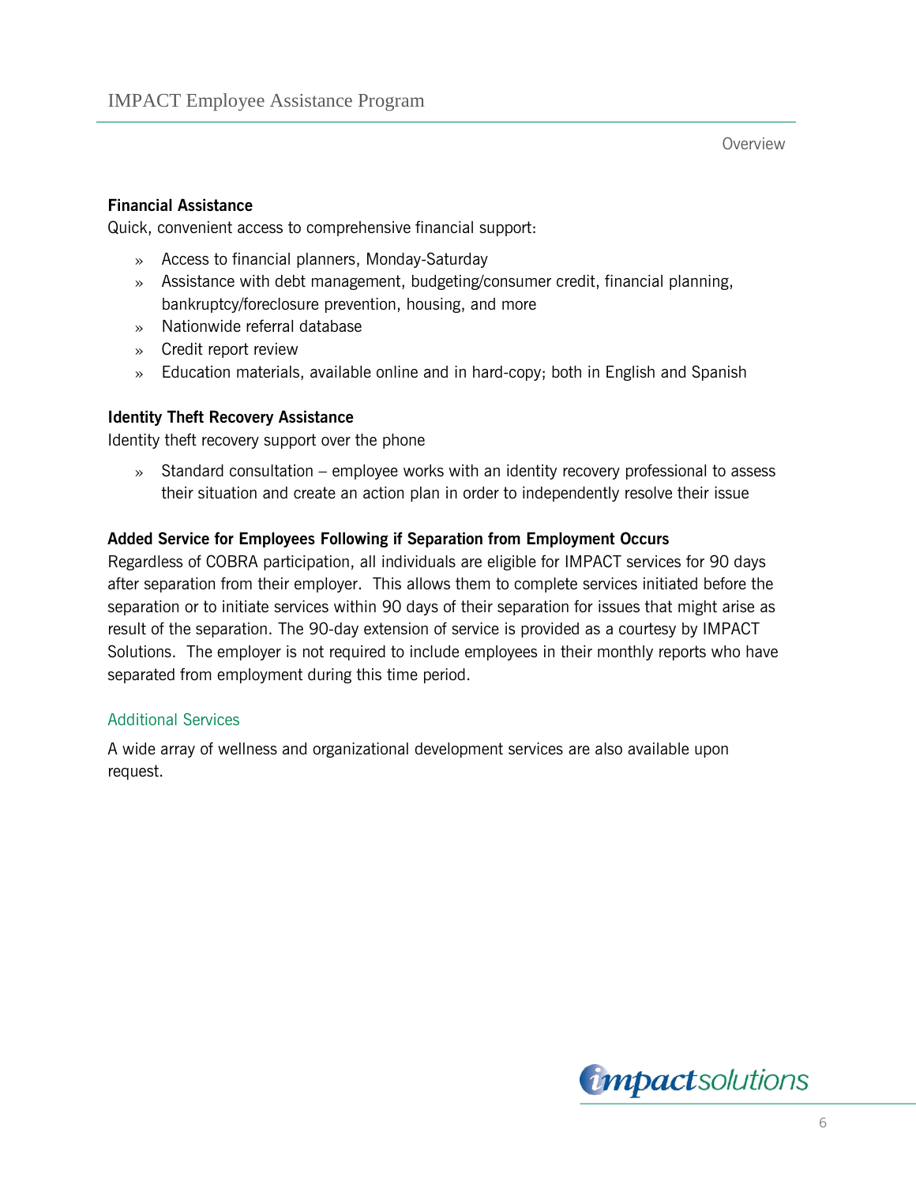### Financial Assistance

Quick, convenient access to comprehensive financial support:

- Access to financial planners, Monday-Saturday
- Assistance with debt management, budgeting/consumer credit, financial planning, bankruptcy/foreclosure prevention, housing, and more
- Nationwide referral database
- Credit report review
- Education materials, available online and in hard-copy; both in English and Spanish

### Identity Theft Recovery Assistance

Identity theft recovery support over the phone

- Standard consultation – employee works with an identity recovery professional to assess their situation and create an action plan in order to independently resolve their issue

### Added Service for Employees Following if Separation from Employment Occurs

Regardless of COBRA participation, all individuals are eligible for IMPACT services for 90 days after separation from their employer. This allows them to complete services initiated before the separation or to initiate services within 90 days of their separation for issues that might arise as result of the separation. The 90-day extension of service is provided as a courtesy by IMPACT Solutions. The employer is not required to include employees in their monthly reports who have separated from employment during this time period.

## Additional Services

A wide array of wellness and organizational development services are also available upon request.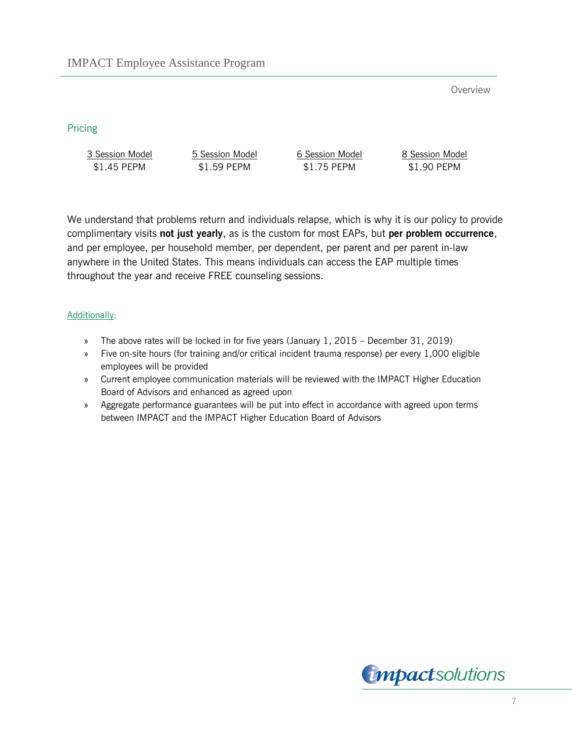Overview

## Pricing

| 3 Session Model | 5 Session Model | 6 Session Model | 8 Session Model |
|---|---|---|---|
| $1.45 PEPM | $1.59 PEPM | $1.75 PEPM | $1.90 PEPM |

We understand that problems return and individuals relapse, which is why it is our policy to provide complimentary visits **not just yearly**, as is the custom for most EAPs, but **per problem occurrence**, and per employee, per household member, per dependent, per parent and per parent in-law anywhere in the United States. This means individuals can access the EAP multiple times throughout the year and receive FREE counseling sessions.

Additionally:

- The above rates will be locked in for five years (January 1, 2015 – December 31, 2019)
- Five on-site hours (for training and/or critical incident trauma response) per every 1,000 eligible employees will be provided
- Current employee communication materials will be reviewed with the IMPACT Higher Education Board of Advisors and enhanced as agreed upon
- Aggregate performance guarantees will be put into effect in accordance with agreed upon terms between IMPACT and the IMPACT Higher Education Board of Advisors